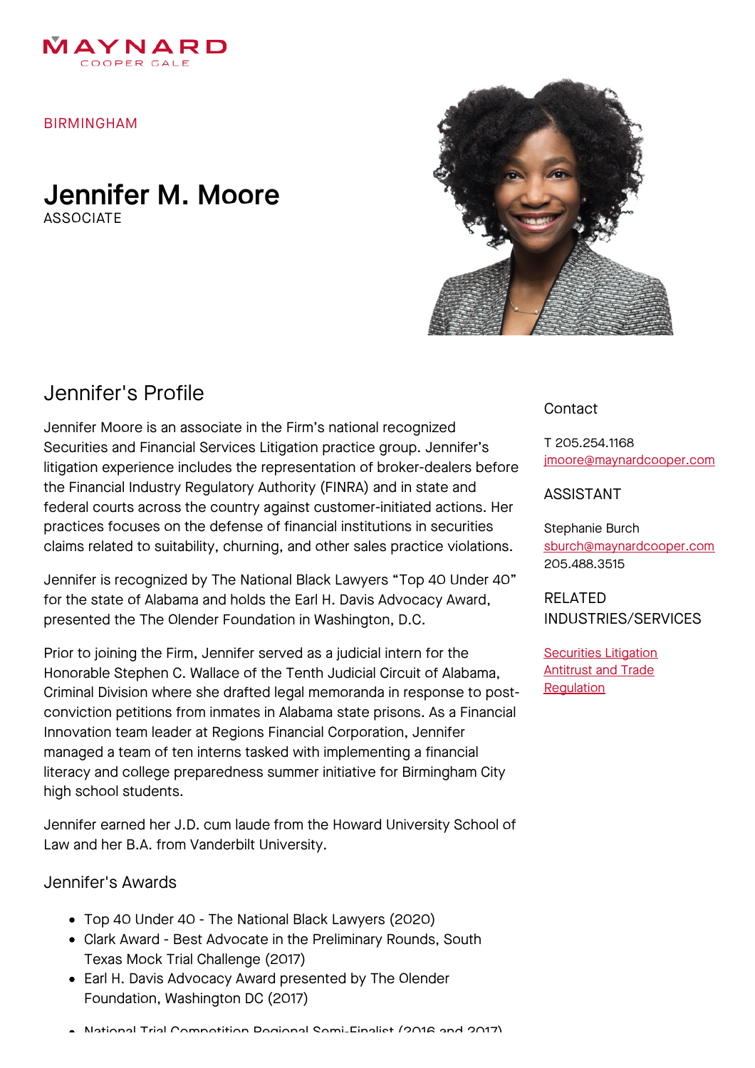MAYNARD
COOPER GALE

BIRMINGHAM

# Jennifer M. Moore

ASSOCIATE

## Jennifer's Profile

Jennifer Moore is an associate in the Firm's national recognized Securities and Financial Services Litigation practice group. Jennifer's litigation experience includes the representation of broker-dealers before the Financial Industry Regulatory Authority (FINRA) and in state and federal courts across the country against customer-initiated actions. Her practices focuses on the defense of financial institutions in securities claims related to suitability, churning, and other sales practice violations.

Jennifer is recognized by The National Black Lawyers "Top 40 Under 40" for the state of Alabama and holds the Earl H. Davis Advocacy Award, presented the The Olender Foundation in Washington, D.C.

Prior to joining the Firm, Jennifer served as a judicial intern for the Honorable Stephen C. Wallace of the Tenth Judicial Circuit of Alabama, Criminal Division where she drafted legal memoranda in response to post-conviction petitions from inmates in Alabama state prisons. As a Financial Innovation team leader at Regions Financial Corporation, Jennifer managed a team of ten interns tasked with implementing a financial literacy and college preparedness summer initiative for Birmingham City high school students.

Jennifer earned her J.D. cum laude from the Howard University School of Law and her B.A. from Vanderbilt University.

### Jennifer's Awards

- Top 40 Under 40 - The National Black Lawyers (2020)
- Clark Award - Best Advocate in the Preliminary Rounds, South Texas Mock Trial Challenge (2017)
- Earl H. Davis Advocacy Award presented by The Olender Foundation, Washington DC (2017)
- National Trial Competition Regional Semi-Finalist (2016 and 2017)

### Contact

T 205.254.1168
jmoore@maynardcooper.com

### ASSISTANT

Stephanie Burch
sburch@maynardcooper.com
205.488.3515

### RELATED INDUSTRIES/SERVICES

- Securities Litigation
- Antitrust and Trade Regulation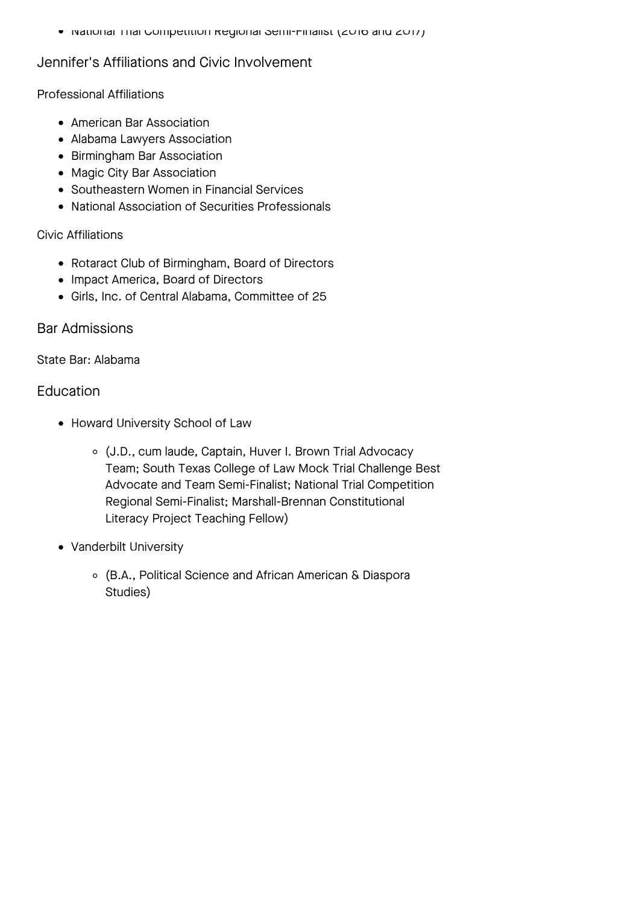- National Trial Competition Regional Semi-Finalist (2016 and 2017)

## Jennifer's Affiliations and Civic Involvement

Professional Affiliations

- American Bar Association
- Alabama Lawyers Association
- Birmingham Bar Association
- Magic City Bar Association
- Southeastern Women in Financial Services
- National Association of Securities Professionals

Civic Affiliations

- Rotaract Club of Birmingham, Board of Directors
- Impact America, Board of Directors
- Girls, Inc. of Central Alabama, Committee of 25

## Bar Admissions

State Bar: Alabama

## Education

- Howard University School of Law
    - (J.D., cum laude, Captain, Huver I. Brown Trial Advocacy Team; South Texas College of Law Mock Trial Challenge Best Advocate and Team Semi-Finalist; National Trial Competition Regional Semi-Finalist; Marshall-Brennan Constitutional Literacy Project Teaching Fellow)
- Vanderbilt University
    - (B.A., Political Science and African American & Diaspora Studies)